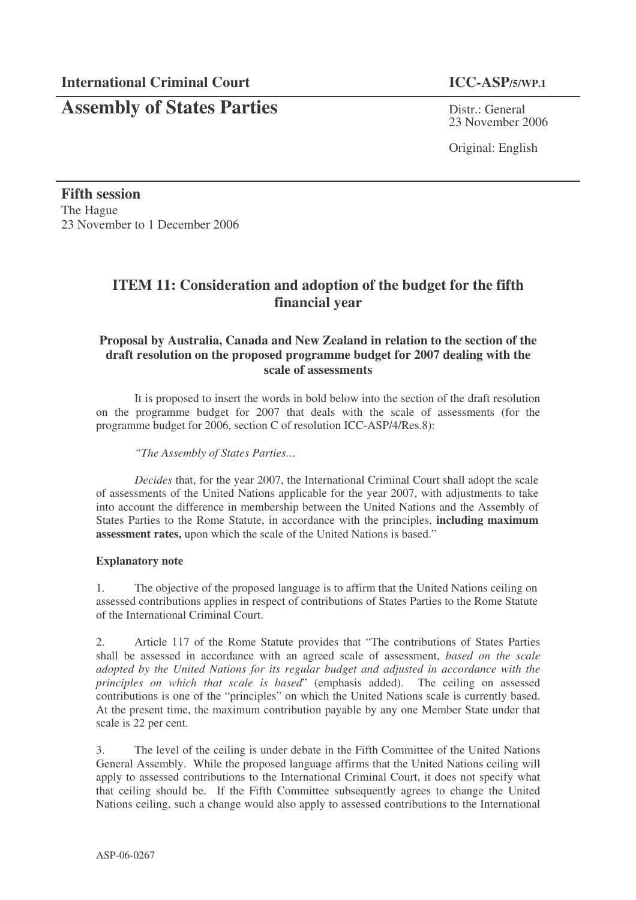**International Criminal Court** **ICC-ASP/5/WP.1**

# Assembly of States Parties

Distr.: General
23 November 2006

Original: English

**Fifth session**
The Hague
23 November to 1 December 2006

## ITEM 11: Consideration and adoption of the budget for the fifth financial year

### Proposal by Australia, Canada and New Zealand in relation to the section of the draft resolution on the proposed programme budget for 2007 dealing with the scale of assessments

It is proposed to insert the words in bold below into the section of the draft resolution on the programme budget for 2007 that deals with the scale of assessments (for the programme budget for 2006, section C of resolution ICC-ASP/4/Res.8):

*"The Assembly of States Parties…*

*Decides* that, for the year 2007, the International Criminal Court shall adopt the scale of assessments of the United Nations applicable for the year 2007, with adjustments to take into account the difference in membership between the United Nations and the Assembly of States Parties to the Rome Statute, in accordance with the principles, **including maximum assessment rates,** upon which the scale of the United Nations is based."

**Explanatory note**

1. The objective of the proposed language is to affirm that the United Nations ceiling on assessed contributions applies in respect of contributions of States Parties to the Rome Statute of the International Criminal Court.

2. Article 117 of the Rome Statute provides that "The contributions of States Parties shall be assessed in accordance with an agreed scale of assessment, *based on the scale adopted by the United Nations for its regular budget and adjusted in accordance with the principles on which that scale is based*" (emphasis added). The ceiling on assessed contributions is one of the "principles" on which the United Nations scale is currently based. At the present time, the maximum contribution payable by any one Member State under that scale is 22 per cent.

3. The level of the ceiling is under debate in the Fifth Committee of the United Nations General Assembly. While the proposed language affirms that the United Nations ceiling will apply to assessed contributions to the International Criminal Court, it does not specify what that ceiling should be. If the Fifth Committee subsequently agrees to change the United Nations ceiling, such a change would also apply to assessed contributions to the International

ASP-06-0267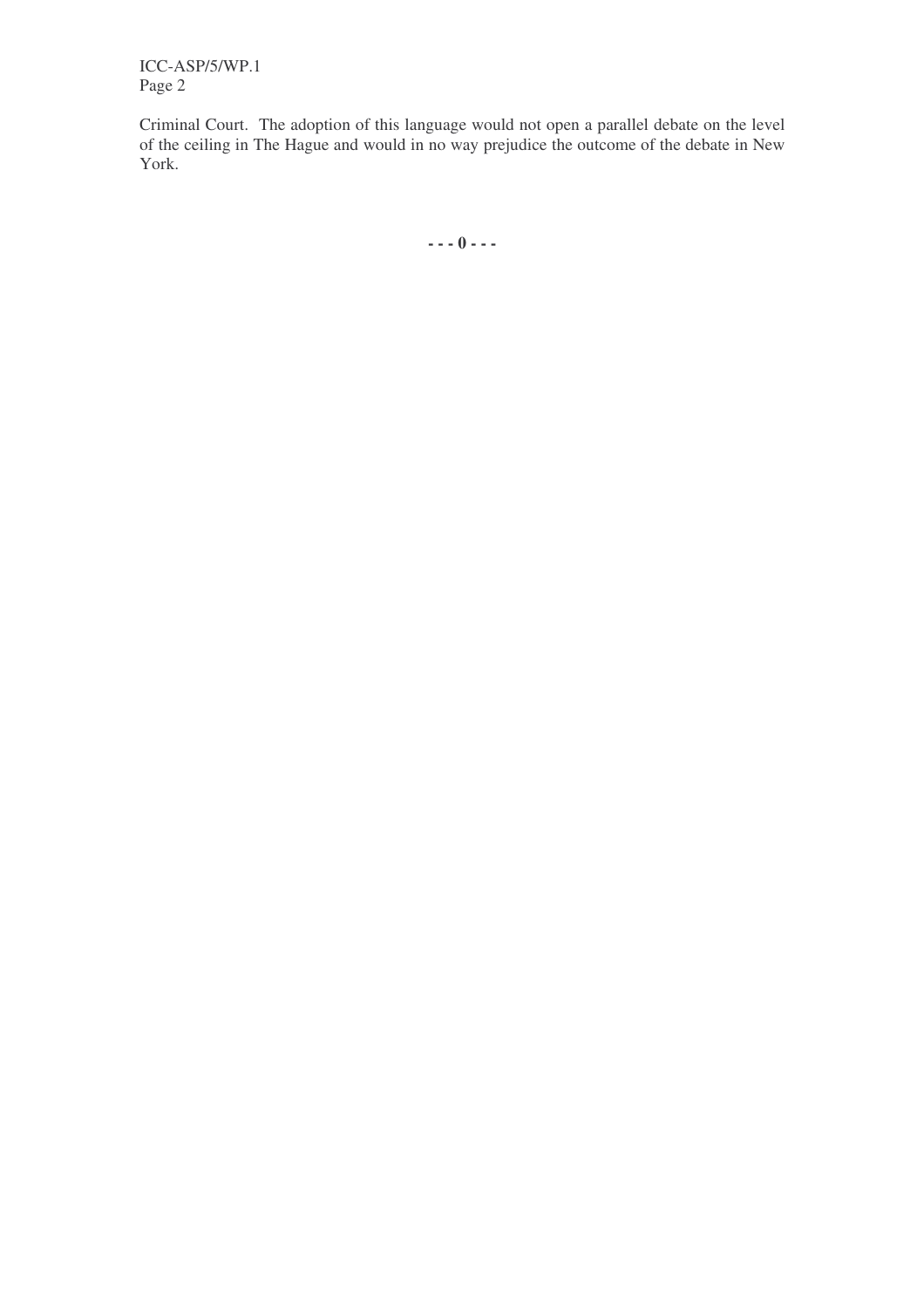Criminal Court. The adoption of this language would not open a parallel debate on the level of the ceiling in The Hague and would in no way prejudice the outcome of the debate in New York.

**- - - 0 - - -**